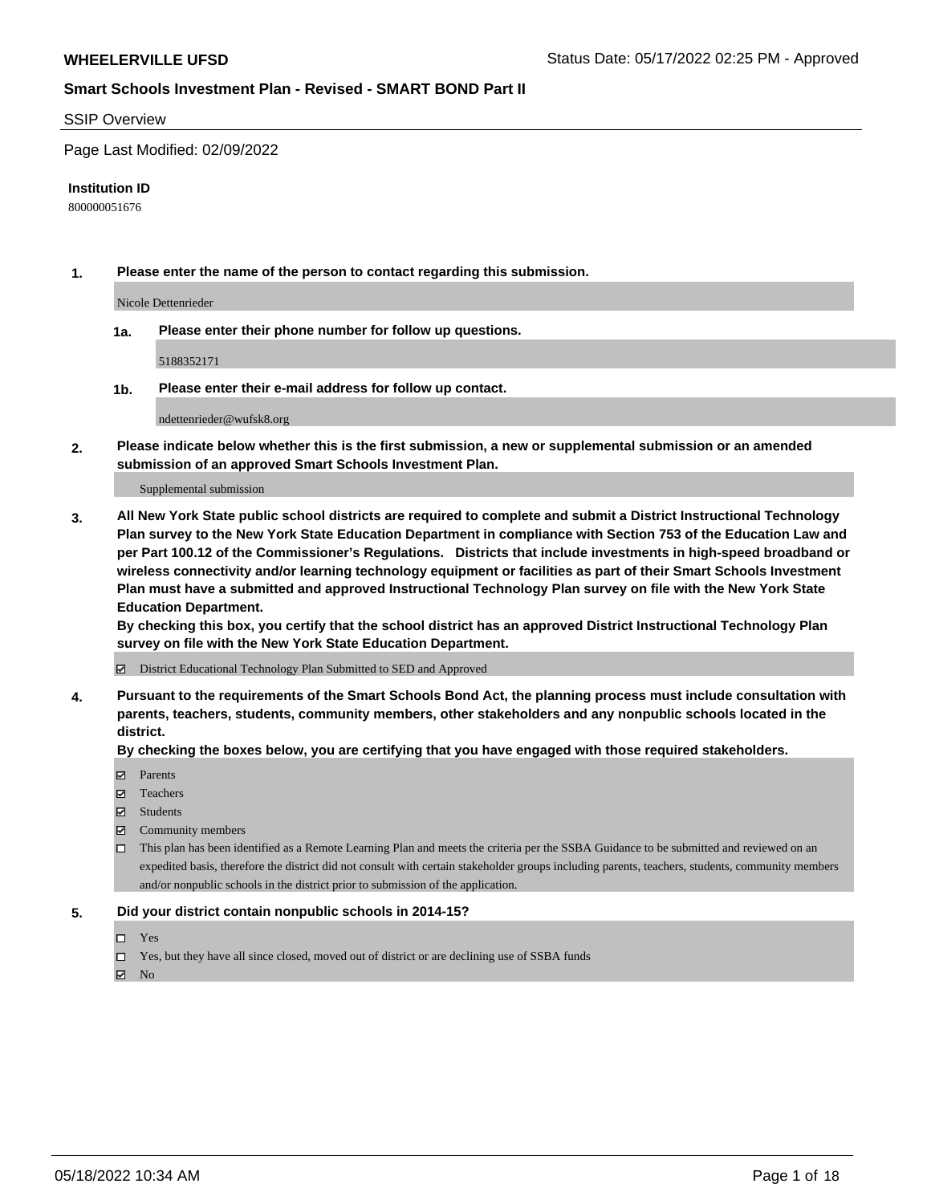**WHEELERVILLE UFSD** Status Date: 05/17/2022 02:25 PM - Approved

## Smart Schools Investment Plan - Revised - SMART BOND Part II

SSIP Overview

Page Last Modified: 02/09/2022

**Institution ID**

800000051676

**1. Please enter the name of the person to contact regarding this submission.**

Nicole Dettenrieder

**1a. Please enter their phone number for follow up questions.**

5188352171

**1b. Please enter their e-mail address for follow up contact.**

ndettenrieder@wufsk8.org

**2. Please indicate below whether this is the first submission, a new or supplemental submission or an amended submission of an approved Smart Schools Investment Plan.**

Supplemental submission

**3. All New York State public school districts are required to complete and submit a District Instructional Technology Plan survey to the New York State Education Department in compliance with Section 753 of the Education Law and per Part 100.12 of the Commissioner's Regulations. Districts that include investments in high-speed broadband or wireless connectivity and/or learning technology equipment or facilities as part of their Smart Schools Investment Plan must have a submitted and approved Instructional Technology Plan survey on file with the New York State Education Department.**
**By checking this box, you certify that the school district has an approved District Instructional Technology Plan survey on file with the New York State Education Department.**

☑ District Educational Technology Plan Submitted to SED and Approved

**4. Pursuant to the requirements of the Smart Schools Bond Act, the planning process must include consultation with parents, teachers, students, community members, other stakeholders and any nonpublic schools located in the district.**
**By checking the boxes below, you are certifying that you have engaged with those required stakeholders.**

☑ Parents
☑ Teachers
☑ Students
☑ Community members
☐ This plan has been identified as a Remote Learning Plan and meets the criteria per the SSBA Guidance to be submitted and reviewed on an expedited basis, therefore the district did not consult with certain stakeholder groups including parents, teachers, students, community members and/or nonpublic schools in the district prior to submission of the application.

**5. Did your district contain nonpublic schools in 2014-15?**

☐ Yes
☐ Yes, but they have all since closed, moved out of district or are declining use of SSBA funds
☑ No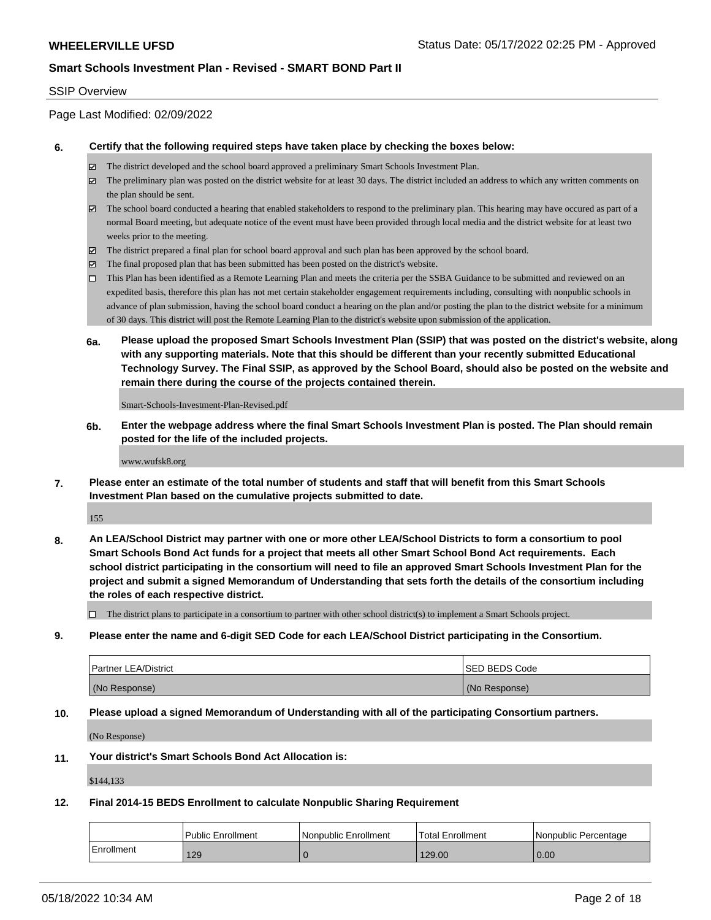## SSIP Overview

Page Last Modified: 02/09/2022

**6. Certify that the following required steps have taken place by checking the boxes below:**

- ☑ The district developed and the school board approved a preliminary Smart Schools Investment Plan.
- ☑ The preliminary plan was posted on the district website for at least 30 days. The district included an address to which any written comments on the plan should be sent.
- ☑ The school board conducted a hearing that enabled stakeholders to respond to the preliminary plan. This hearing may have occured as part of a normal Board meeting, but adequate notice of the event must have been provided through local media and the district website for at least two weeks prior to the meeting.
- ☑ The district prepared a final plan for school board approval and such plan has been approved by the school board.
- ☑ The final proposed plan that has been submitted has been posted on the district's website.
- ☐ This Plan has been identified as a Remote Learning Plan and meets the criteria per the SSBA Guidance to be submitted and reviewed on an expedited basis, therefore this plan has not met certain stakeholder engagement requirements including, consulting with nonpublic schools in advance of plan submission, having the school board conduct a hearing on the plan and/or posting the plan to the district website for a minimum of 30 days. This district will post the Remote Learning Plan to the district's website upon submission of the application.

**6a. Please upload the proposed Smart Schools Investment Plan (SSIP) that was posted on the district's website, along with any supporting materials. Note that this should be different than your recently submitted Educational Technology Survey. The Final SSIP, as approved by the School Board, should also be posted on the website and remain there during the course of the projects contained therein.**

Smart-Schools-Investment-Plan-Revised.pdf

**6b. Enter the webpage address where the final Smart Schools Investment Plan is posted. The Plan should remain posted for the life of the included projects.**

www.wufsk8.org

**7. Please enter an estimate of the total number of students and staff that will benefit from this Smart Schools Investment Plan based on the cumulative projects submitted to date.**

155

**8. An LEA/School District may partner with one or more other LEA/School Districts to form a consortium to pool Smart Schools Bond Act funds for a project that meets all other Smart School Bond Act requirements. Each school district participating in the consortium will need to file an approved Smart Schools Investment Plan for the project and submit a signed Memorandum of Understanding that sets forth the details of the consortium including the roles of each respective district.**

- ☐ The district plans to participate in a consortium to partner with other school district(s) to implement a Smart Schools project.

**9. Please enter the name and 6-digit SED Code for each LEA/School District participating in the Consortium.**

| Partner LEA/District | SED BEDS Code |
|---|---|
| (No Response) | (No Response) |

**10. Please upload a signed Memorandum of Understanding with all of the participating Consortium partners.**

(No Response)

**11. Your district's Smart Schools Bond Act Allocation is:**

$144,133

**12. Final 2014-15 BEDS Enrollment to calculate Nonpublic Sharing Requirement**

| | Public Enrollment | Nonpublic Enrollment | Total Enrollment | Nonpublic Percentage |
|---|---|---|---|---|
| Enrollment | 129 | 0 | 129.00 | 0.00 |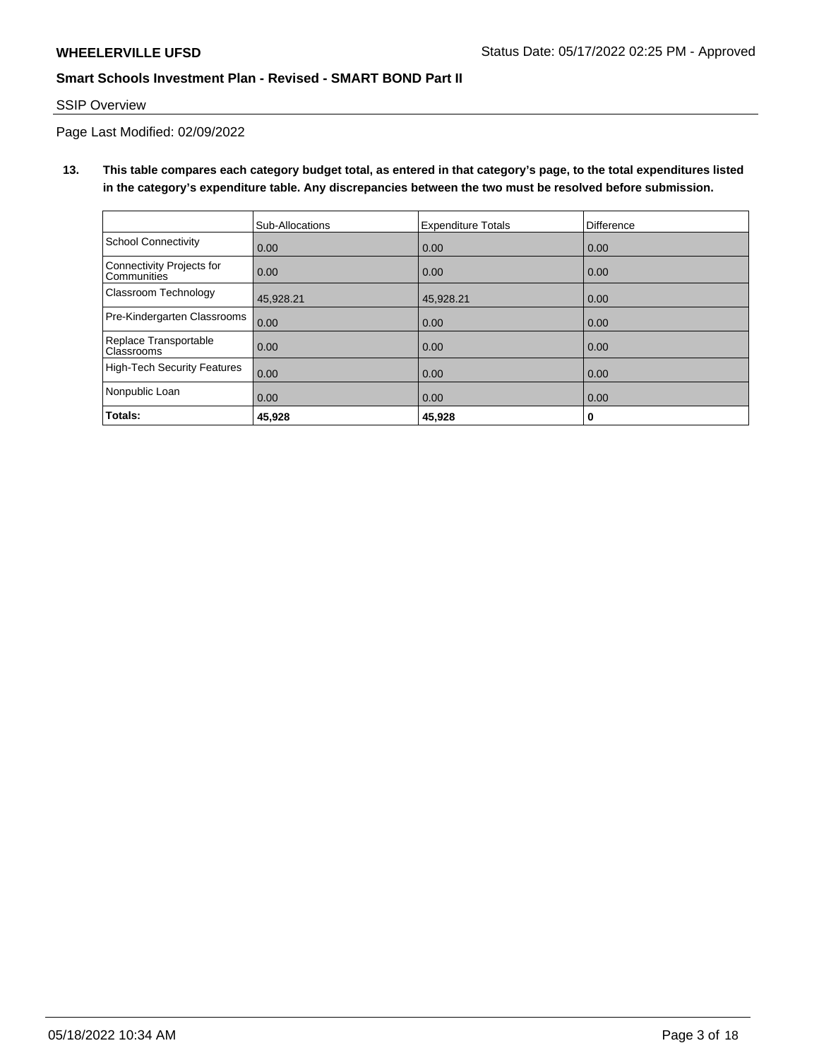**WHEELERVILLE UFSD**

Status Date: 05/17/2022 02:25 PM - Approved

**Smart Schools Investment Plan - Revised - SMART BOND Part II**

SSIP Overview

Page Last Modified: 02/09/2022

**13. This table compares each category budget total, as entered in that category's page, to the total expenditures listed in the category's expenditure table. Any discrepancies between the two must be resolved before submission.**

| | Sub-Allocations | Expenditure Totals | Difference |
|---|---|---|---|
| School Connectivity | 0.00 | 0.00 | 0.00 |
| Connectivity Projects for Communities | 0.00 | 0.00 | 0.00 |
| Classroom Technology | 45,928.21 | 45,928.21 | 0.00 |
| Pre-Kindergarten Classrooms | 0.00 | 0.00 | 0.00 |
| Replace Transportable Classrooms | 0.00 | 0.00 | 0.00 |
| High-Tech Security Features | 0.00 | 0.00 | 0.00 |
| Nonpublic Loan | 0.00 | 0.00 | 0.00 |
| **Totals:** | **45,928** | **45,928** | **0** |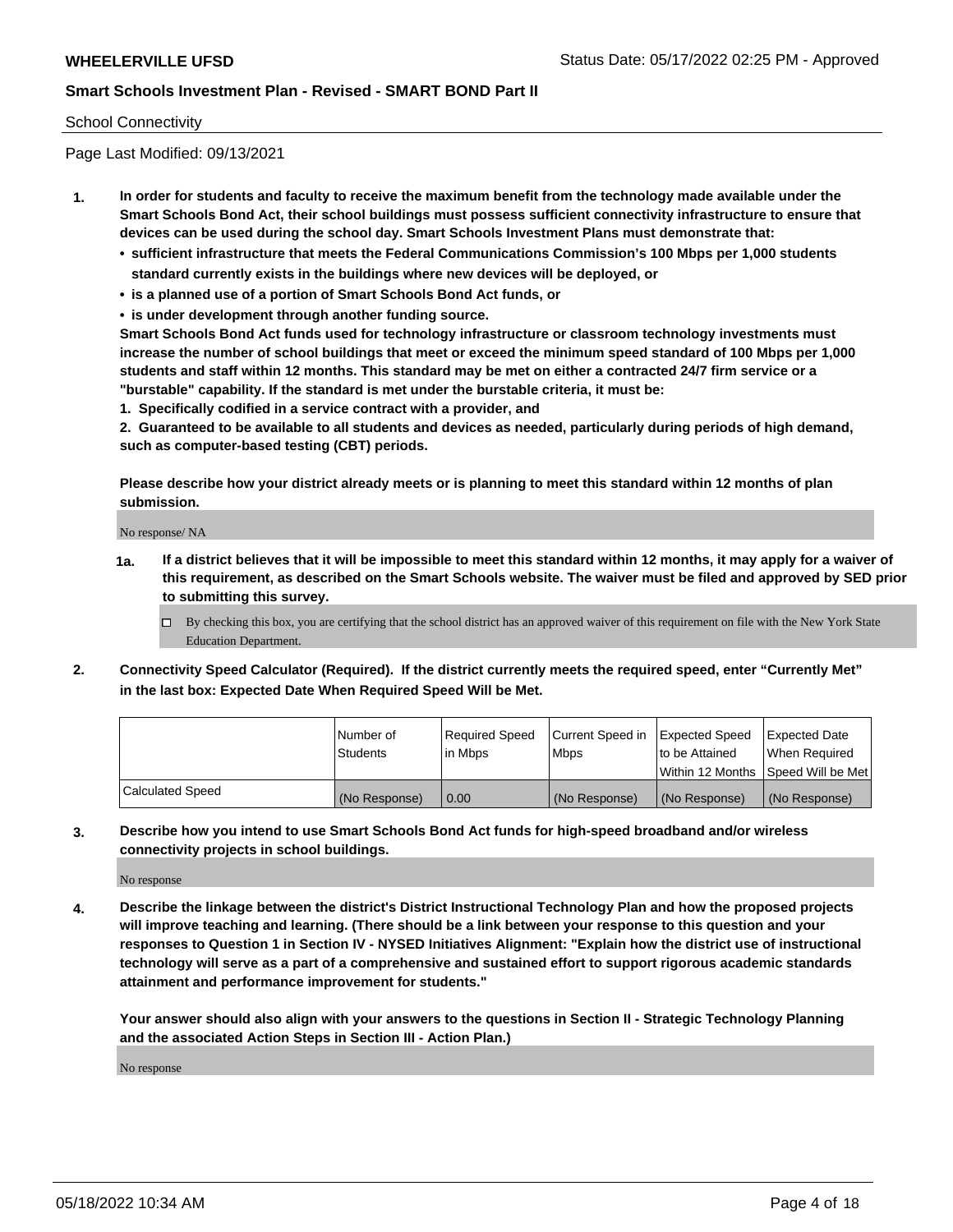School Connectivity

Page Last Modified: 09/13/2021

**1. In order for students and faculty to receive the maximum benefit from the technology made available under the Smart Schools Bond Act, their school buildings must possess sufficient connectivity infrastructure to ensure that devices can be used during the school day. Smart Schools Investment Plans must demonstrate that:**

- **sufficient infrastructure that meets the Federal Communications Commission's 100 Mbps per 1,000 students standard currently exists in the buildings where new devices will be deployed, or**
- **is a planned use of a portion of Smart Schools Bond Act funds, or**
- **is under development through another funding source.**

**Smart Schools Bond Act funds used for technology infrastructure or classroom technology investments must increase the number of school buildings that meet or exceed the minimum speed standard of 100 Mbps per 1,000 students and staff within 12 months. This standard may be met on either a contracted 24/7 firm service or a "burstable" capability. If the standard is met under the burstable criteria, it must be:**

**1. Specifically codified in a service contract with a provider, and**

**2. Guaranteed to be available to all students and devices as needed, particularly during periods of high demand, such as computer-based testing (CBT) periods.**

**Please describe how your district already meets or is planning to meet this standard within 12 months of plan submission.**

No response/ NA

**1a. If a district believes that it will be impossible to meet this standard within 12 months, it may apply for a waiver of this requirement, as described on the Smart Schools website. The waiver must be filed and approved by SED prior to submitting this survey.**

☐ By checking this box, you are certifying that the school district has an approved waiver of this requirement on file with the New York State Education Department.

**2. Connectivity Speed Calculator (Required). If the district currently meets the required speed, enter "Currently Met" in the last box: Expected Date When Required Speed Will be Met.**

| | Number of Students | Required Speed in Mbps | Current Speed in Mbps | Expected Speed to be Attained Within 12 Months | Expected Date When Required Speed Will be Met |
|---|---|---|---|---|---|
| Calculated Speed | (No Response) | 0.00 | (No Response) | (No Response) | (No Response) |

**3. Describe how you intend to use Smart Schools Bond Act funds for high-speed broadband and/or wireless connectivity projects in school buildings.**

No response

**4. Describe the linkage between the district's District Instructional Technology Plan and how the proposed projects will improve teaching and learning. (There should be a link between your response to this question and your responses to Question 1 in Section IV - NYSED Initiatives Alignment: "Explain how the district use of instructional technology will serve as a part of a comprehensive and sustained effort to support rigorous academic standards attainment and performance improvement for students."**

**Your answer should also align with your answers to the questions in Section II - Strategic Technology Planning and the associated Action Steps in Section III - Action Plan.)**

No response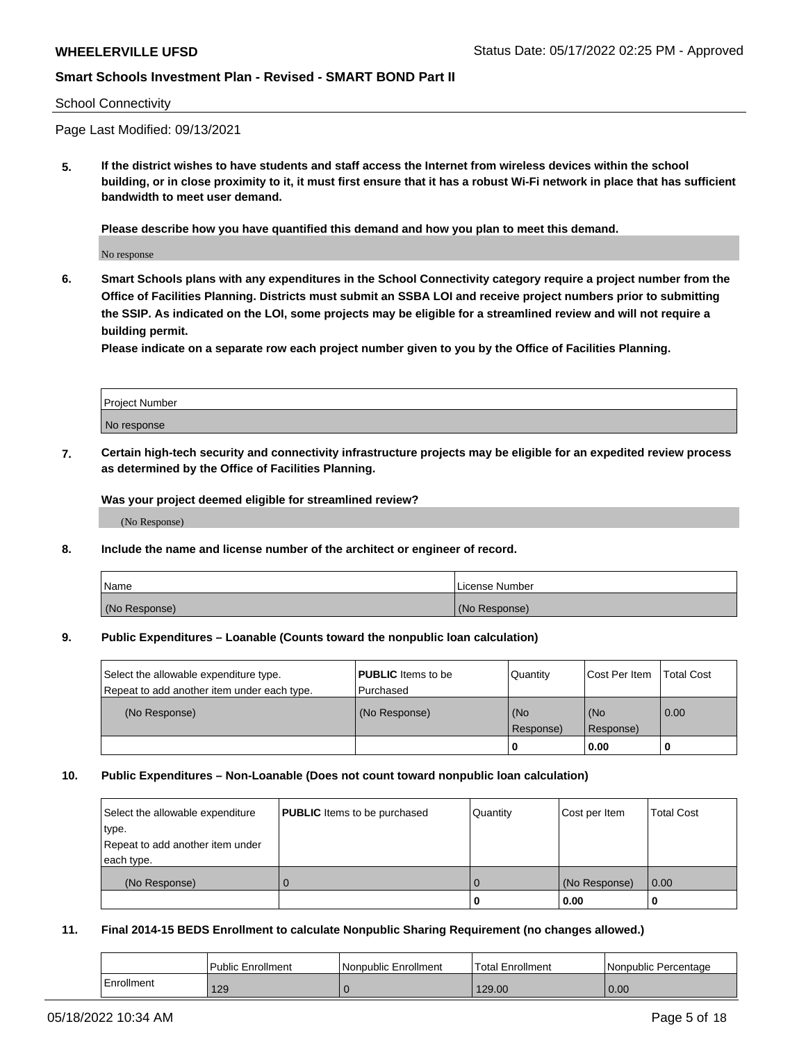School Connectivity

Page Last Modified: 09/13/2021

**5. If the district wishes to have students and staff access the Internet from wireless devices within the school building, or in close proximity to it, it must first ensure that it has a robust Wi-Fi network in place that has sufficient bandwidth to meet user demand.**

**Please describe how you have quantified this demand and how you plan to meet this demand.**

No response

**6. Smart Schools plans with any expenditures in the School Connectivity category require a project number from the Office of Facilities Planning. Districts must submit an SSBA LOI and receive project numbers prior to submitting the SSIP. As indicated on the LOI, some projects may be eligible for a streamlined review and will not require a building permit.**
**Please indicate on a separate row each project number given to you by the Office of Facilities Planning.**

| Project Number |
| --- |
| No response |

**7. Certain high-tech security and connectivity infrastructure projects may be eligible for an expedited review process as determined by the Office of Facilities Planning.**

**Was your project deemed eligible for streamlined review?**

(No Response)

**8. Include the name and license number of the architect or engineer of record.**

| Name | License Number |
| --- | --- |
| (No Response) | (No Response) |

**9. Public Expenditures – Loanable (Counts toward the nonpublic loan calculation)**

| Select the allowable expenditure type. Repeat to add another item under each type. | **PUBLIC** Items to be Purchased | Quantity | Cost Per Item | Total Cost |
| --- | --- | --- | --- | --- |
| (No Response) | (No Response) | (No Response) | (No Response) | 0.00 |
| | | 0 | 0.00 | 0 |

**10. Public Expenditures – Non-Loanable (Does not count toward nonpublic loan calculation)**

| Select the allowable expenditure type. Repeat to add another item under each type. | **PUBLIC** Items to be purchased | Quantity | Cost per Item | Total Cost |
| --- | --- | --- | --- | --- |
| (No Response) | 0 | 0 | (No Response) | 0.00 |
| | | 0 | 0.00 | 0 |

**11. Final 2014-15 BEDS Enrollment to calculate Nonpublic Sharing Requirement (no changes allowed.)**

| | Public Enrollment | Nonpublic Enrollment | Total Enrollment | Nonpublic Percentage |
| --- | --- | --- | --- | --- |
| Enrollment | 129 | 0 | 129.00 | 0.00 |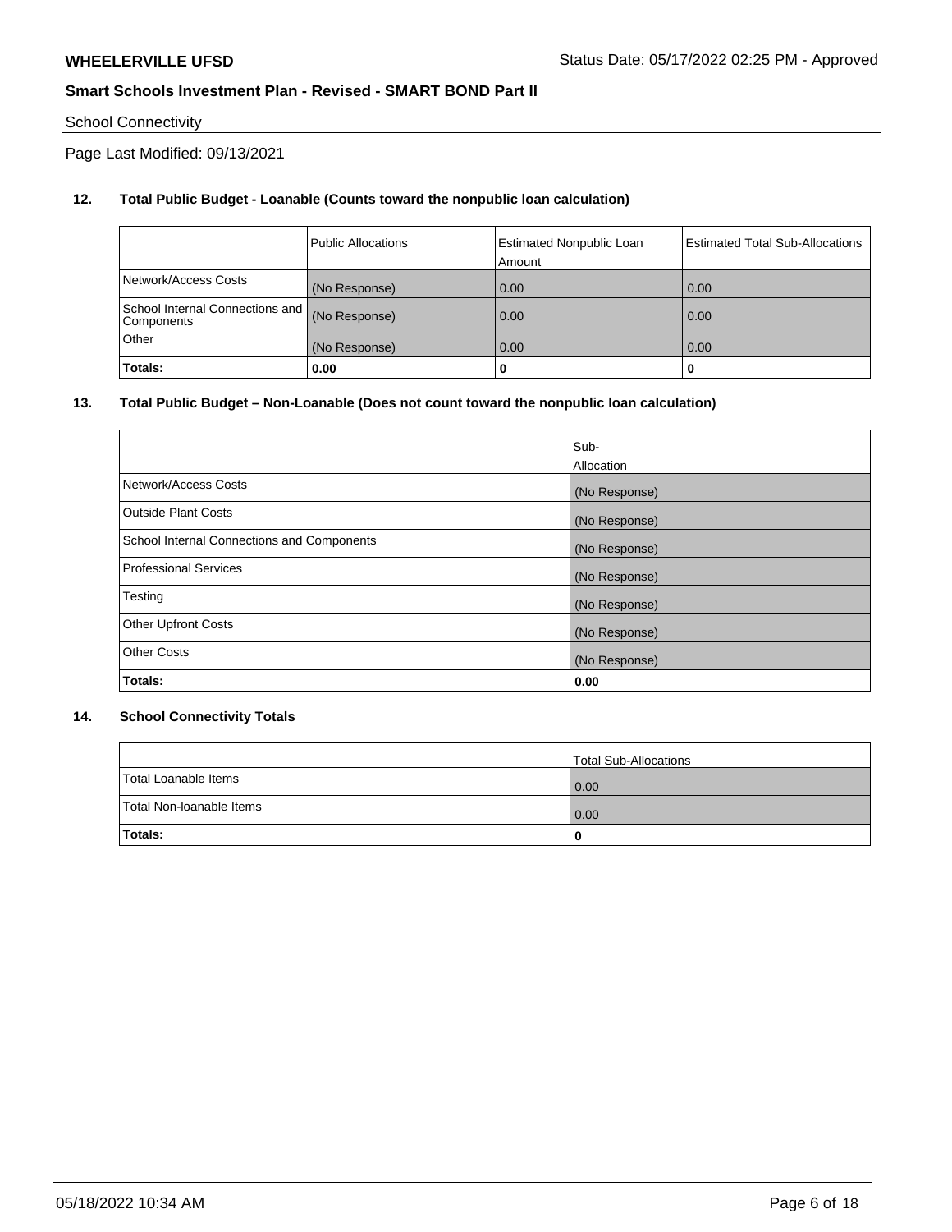School Connectivity

Page Last Modified: 09/13/2021

**12. Total Public Budget - Loanable (Counts toward the nonpublic loan calculation)**

| | Public Allocations | Estimated Nonpublic Loan Amount | Estimated Total Sub-Allocations |
|---|---|---|---|
| Network/Access Costs | (No Response) | 0.00 | 0.00 |
| School Internal Connections and Components | (No Response) | 0.00 | 0.00 |
| Other | (No Response) | 0.00 | 0.00 |
| **Totals:** | **0.00** | **0** | **0** |

**13. Total Public Budget – Non-Loanable (Does not count toward the nonpublic loan calculation)**

| | Sub-Allocation |
|---|---|
| Network/Access Costs | (No Response) |
| Outside Plant Costs | (No Response) |
| School Internal Connections and Components | (No Response) |
| Professional Services | (No Response) |
| Testing | (No Response) |
| Other Upfront Costs | (No Response) |
| Other Costs | (No Response) |
| **Totals:** | **0.00** |

**14. School Connectivity Totals**

| | Total Sub-Allocations |
|---|---|
| Total Loanable Items | 0.00 |
| Total Non-loanable Items | 0.00 |
| **Totals:** | **0** |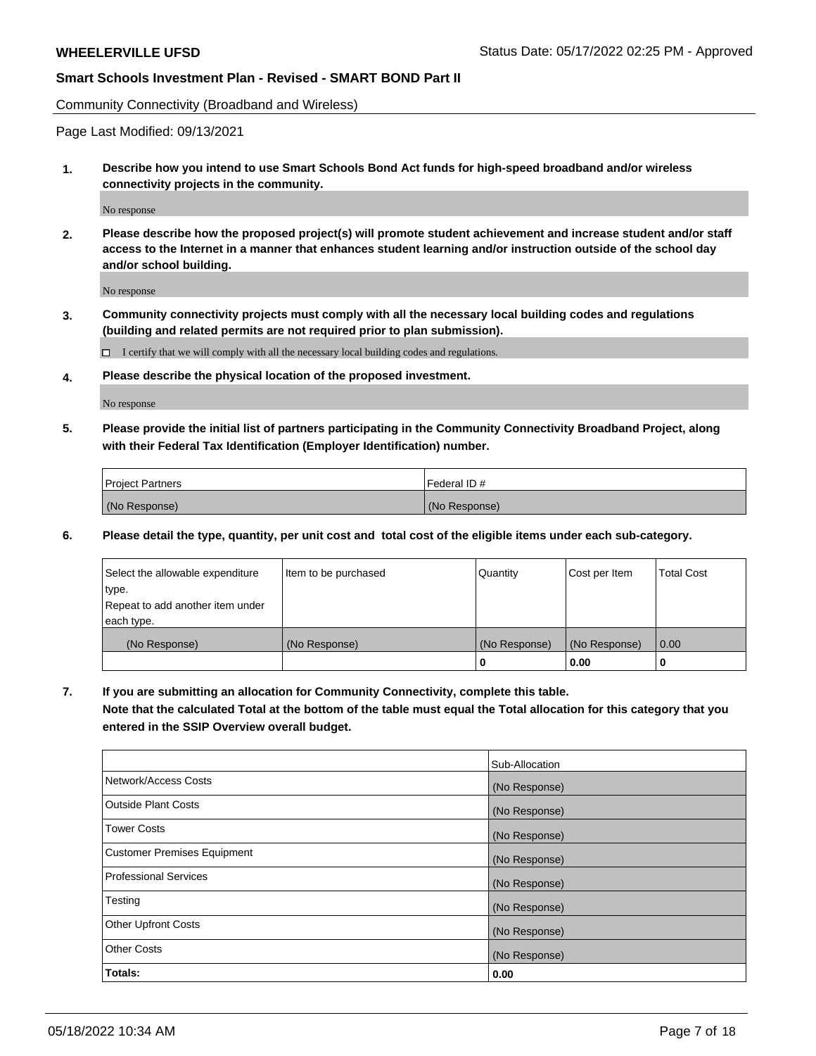Community Connectivity (Broadband and Wireless)

Page Last Modified: 09/13/2021

**1. Describe how you intend to use Smart Schools Bond Act funds for high-speed broadband and/or wireless connectivity projects in the community.**

No response

**2. Please describe how the proposed project(s) will promote student achievement and increase student and/or staff access to the Internet in a manner that enhances student learning and/or instruction outside of the school day and/or school building.**

No response

**3. Community connectivity projects must comply with all the necessary local building codes and regulations (building and related permits are not required prior to plan submission).**

☐ I certify that we will comply with all the necessary local building codes and regulations.

**4. Please describe the physical location of the proposed investment.**

No response

**5. Please provide the initial list of partners participating in the Community Connectivity Broadband Project, along with their Federal Tax Identification (Employer Identification) number.**

| Project Partners | Federal ID # |
|---|---|
| (No Response) | (No Response) |

**6. Please detail the type, quantity, per unit cost and total cost of the eligible items under each sub-category.**

| Select the allowable expenditure type. Repeat to add another item under each type. | Item to be purchased | Quantity | Cost per Item | Total Cost |
|---|---|---|---|---|
| (No Response) | (No Response) | (No Response) | (No Response) | 0.00 |
| | | **0** | **0.00** | **0** |

**7. If you are submitting an allocation for Community Connectivity, complete this table.**
**Note that the calculated Total at the bottom of the table must equal the Total allocation for this category that you entered in the SSIP Overview overall budget.**

| | Sub-Allocation |
|---|---|
| Network/Access Costs | (No Response) |
| Outside Plant Costs | (No Response) |
| Tower Costs | (No Response) |
| Customer Premises Equipment | (No Response) |
| Professional Services | (No Response) |
| Testing | (No Response) |
| Other Upfront Costs | (No Response) |
| Other Costs | (No Response) |
| **Totals:** | **0.00** |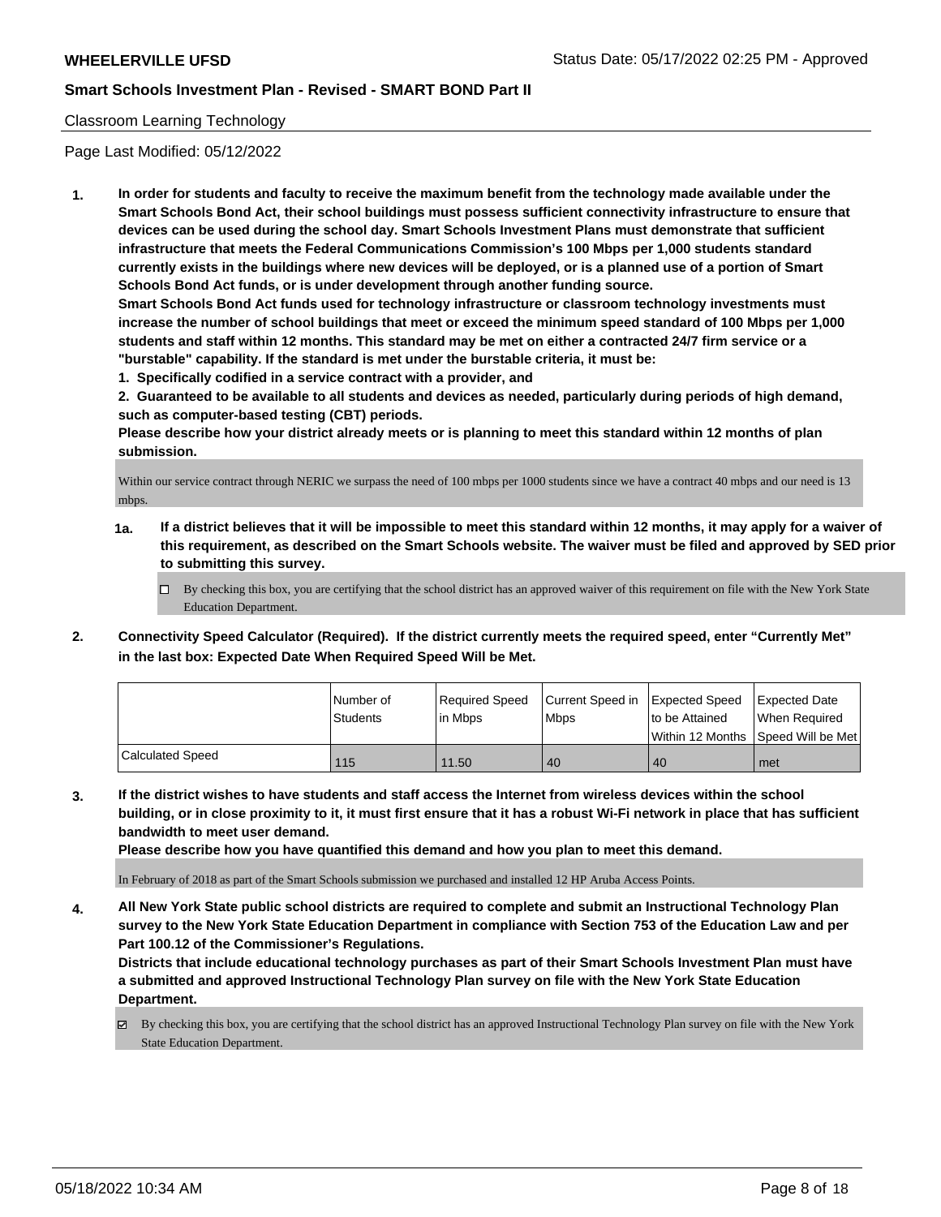Classroom Learning Technology

Page Last Modified: 05/12/2022

1. **In order for students and faculty to receive the maximum benefit from the technology made available under the Smart Schools Bond Act, their school buildings must possess sufficient connectivity infrastructure to ensure that devices can be used during the school day. Smart Schools Investment Plans must demonstrate that sufficient infrastructure that meets the Federal Communications Commission's 100 Mbps per 1,000 students standard currently exists in the buildings where new devices will be deployed, or is a planned use of a portion of Smart Schools Bond Act funds, or is under development through another funding source.**
   **Smart Schools Bond Act funds used for technology infrastructure or classroom technology investments must increase the number of school buildings that meet or exceed the minimum speed standard of 100 Mbps per 1,000 students and staff within 12 months. This standard may be met on either a contracted 24/7 firm service or a "burstable" capability. If the standard is met under the burstable criteria, it must be:**
   **1. Specifically codified in a service contract with a provider, and**
   **2. Guaranteed to be available to all students and devices as needed, particularly during periods of high demand, such as computer-based testing (CBT) periods.**
   **Please describe how your district already meets or is planning to meet this standard within 12 months of plan submission.**

   Within our service contract through NERIC we surpass the need of 100 mbps per 1000 students since we have a contract 40 mbps and our need is 13 mbps.

   **1a. If a district believes that it will be impossible to meet this standard within 12 months, it may apply for a waiver of this requirement, as described on the Smart Schools website. The waiver must be filed and approved by SED prior to submitting this survey.**

   ☐ By checking this box, you are certifying that the school district has an approved waiver of this requirement on file with the New York State Education Department.

2. **Connectivity Speed Calculator (Required). If the district currently meets the required speed, enter "Currently Met" in the last box: Expected Date When Required Speed Will be Met.**

| | Number of Students | Required Speed in Mbps | Current Speed in Mbps | Expected Speed to be Attained Within 12 Months | Expected Date When Required Speed Will be Met |
|---|---|---|---|---|---|
| Calculated Speed | 115 | 11.50 | 40 | 40 | met |

3. **If the district wishes to have students and staff access the Internet from wireless devices within the school building, or in close proximity to it, it must first ensure that it has a robust Wi-Fi network in place that has sufficient bandwidth to meet user demand.**
   **Please describe how you have quantified this demand and how you plan to meet this demand.**

   In February of 2018 as part of the Smart Schools submission we purchased and installed 12 HP Aruba Access Points.

4. **All New York State public school districts are required to complete and submit an Instructional Technology Plan survey to the New York State Education Department in compliance with Section 753 of the Education Law and per Part 100.12 of the Commissioner's Regulations.**
   **Districts that include educational technology purchases as part of their Smart Schools Investment Plan must have a submitted and approved Instructional Technology Plan survey on file with the New York State Education Department.**

   ☑ By checking this box, you are certifying that the school district has an approved Instructional Technology Plan survey on file with the New York State Education Department.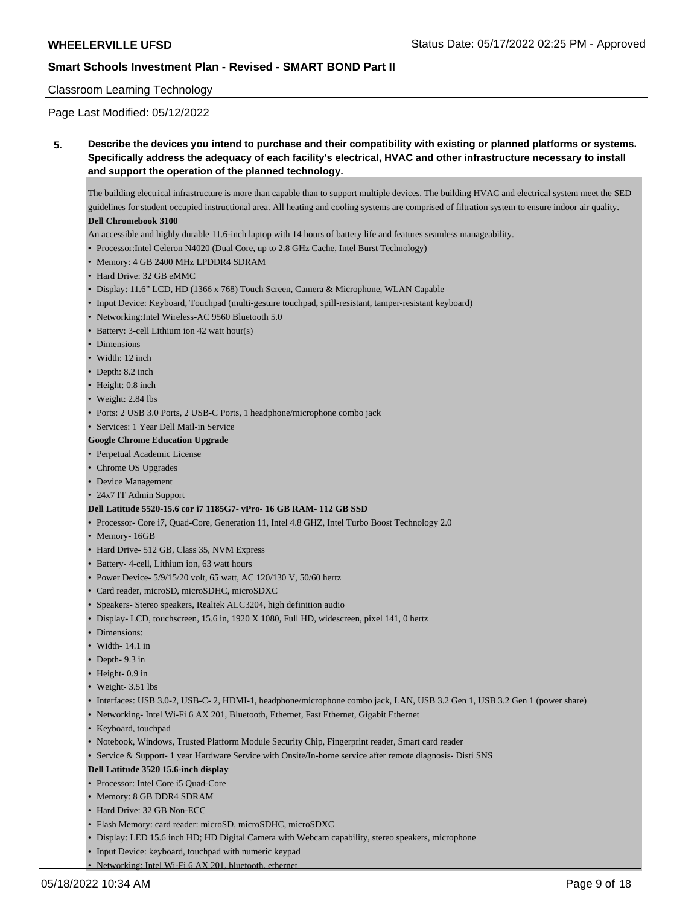Classroom Learning Technology

Page Last Modified: 05/12/2022

**5. Describe the devices you intend to purchase and their compatibility with existing or planned platforms or systems. Specifically address the adequacy of each facility's electrical, HVAC and other infrastructure necessary to install and support the operation of the planned technology.**

The building electrical infrastructure is more than capable than to support multiple devices. The building HVAC and electrical system meet the SED guidelines for student occupied instructional area. All heating and cooling systems are comprised of filtration system to ensure indoor air quality.

**Dell Chromebook 3100**

An accessible and highly durable 11.6-inch laptop with 14 hours of battery life and features seamless manageability.

- Processor:Intel Celeron N4020 (Dual Core, up to 2.8 GHz Cache, Intel Burst Technology)
- Memory: 4 GB 2400 MHz LPDDR4 SDRAM
- Hard Drive: 32 GB eMMC
- Display: 11.6" LCD, HD (1366 x 768) Touch Screen, Camera & Microphone, WLAN Capable
- Input Device: Keyboard, Touchpad (multi-gesture touchpad, spill-resistant, tamper-resistant keyboard)
- Networking:Intel Wireless-AC 9560 Bluetooth 5.0
- Battery: 3-cell Lithium ion 42 watt hour(s)
- Dimensions
- Width: 12 inch
- Depth: 8.2 inch
- Height: 0.8 inch
- Weight: 2.84 lbs
- Ports: 2 USB 3.0 Ports, 2 USB-C Ports, 1 headphone/microphone combo jack
- Services: 1 Year Dell Mail-in Service

**Google Chrome Education Upgrade**

- Perpetual Academic License
- Chrome OS Upgrades
- Device Management
- 24x7 IT Admin Support

**Dell Latitude 5520-15.6 cor i7 1185G7- vPro- 16 GB RAM- 112 GB SSD**

- Processor- Core i7, Quad-Core, Generation 11, Intel 4.8 GHZ, Intel Turbo Boost Technology 2.0
- Memory- 16GB
- Hard Drive- 512 GB, Class 35, NVM Express
- Battery- 4-cell, Lithium ion, 63 watt hours
- Power Device- 5/9/15/20 volt, 65 watt, AC 120/130 V, 50/60 hertz
- Card reader, microSD, microSDHC, microSDXC
- Speakers- Stereo speakers, Realtek ALC3204, high definition audio
- Display- LCD, touchscreen, 15.6 in, 1920 X 1080, Full HD, widescreen, pixel 141, 0 hertz
- Dimensions:
- Width- 14.1 in
- Depth- 9.3 in
- Height- 0.9 in
- Weight- 3.51 lbs
- Interfaces: USB 3.0-2, USB-C- 2, HDMI-1, headphone/microphone combo jack, LAN, USB 3.2 Gen 1, USB 3.2 Gen 1 (power share)
- Networking- Intel Wi-Fi 6 AX 201, Bluetooth, Ethernet, Fast Ethernet, Gigabit Ethernet
- Keyboard, touchpad
- Notebook, Windows, Trusted Platform Module Security Chip, Fingerprint reader, Smart card reader
- Service & Support- 1 year Hardware Service with Onsite/In-home service after remote diagnosis- Disti SNS

**Dell Latitude 3520 15.6-inch display**

- Processor: Intel Core i5 Quad-Core
- Memory: 8 GB DDR4 SDRAM
- Hard Drive: 32 GB Non-ECC
- Flash Memory: card reader: microSD, microSDHC, microSDXC
- Display: LED 15.6 inch HD; HD Digital Camera with Webcam capability, stereo speakers, microphone
- Input Device: keyboard, touchpad with numeric keypad
- Networking: Intel Wi-Fi 6 AX 201, bluetooth, ethernet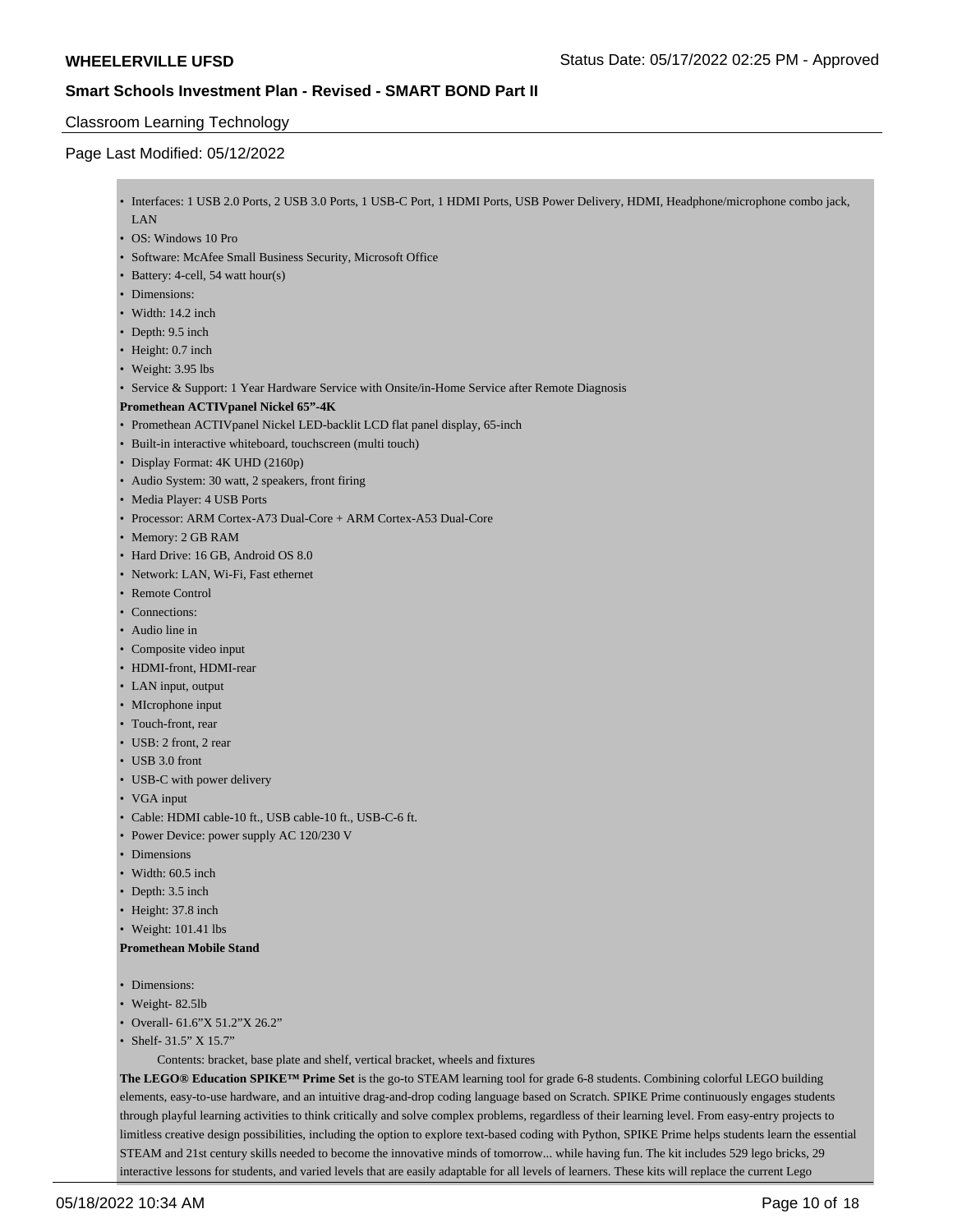- Interfaces: 1 USB 2.0 Ports, 2 USB 3.0 Ports, 1 USB-C Port, 1 HDMI Ports, USB Power Delivery, HDMI, Headphone/microphone combo jack, LAN
- OS: Windows 10 Pro
- Software: McAfee Small Business Security, Microsoft Office
- Battery: 4-cell, 54 watt hour(s)
- Dimensions:
- Width: 14.2 inch
- Depth: 9.5 inch
- Height: 0.7 inch
- Weight: 3.95 lbs
- Service & Support: 1 Year Hardware Service with Onsite/in-Home Service after Remote Diagnosis

**Promethean ACTIVpanel Nickel 65"-4K**

- Promethean ACTIVpanel Nickel LED-backlit LCD flat panel display, 65-inch
- Built-in interactive whiteboard, touchscreen (multi touch)
- Display Format: 4K UHD (2160p)
- Audio System: 30 watt, 2 speakers, front firing
- Media Player: 4 USB Ports
- Processor: ARM Cortex-A73 Dual-Core + ARM Cortex-A53 Dual-Core
- Memory: 2 GB RAM
- Hard Drive: 16 GB, Android OS 8.0
- Network: LAN, Wi-Fi, Fast ethernet
- Remote Control
- Connections:
- Audio line in
- Composite video input
- HDMI-front, HDMI-rear
- LAN input, output
- MIcrophone input
- Touch-front, rear
- USB: 2 front, 2 rear
- USB 3.0 front
- USB-C with power delivery
- VGA input
- Cable: HDMI cable-10 ft., USB cable-10 ft., USB-C-6 ft.
- Power Device: power supply AC 120/230 V
- Dimensions
- Width: 60.5 inch
- Depth: 3.5 inch
- Height: 37.8 inch
- Weight: 101.41 lbs

**Promethean Mobile Stand**

- Dimensions:
- Weight- 82.5lb
- Overall- 61.6"X 51.2"X 26.2"
- Shelf- 31.5" X 15.7"

Contents: bracket, base plate and shelf, vertical bracket, wheels and fixtures

**The LEGO® Education SPIKE™ Prime Set** is the go-to STEAM learning tool for grade 6-8 students. Combining colorful LEGO building elements, easy-to-use hardware, and an intuitive drag-and-drop coding language based on Scratch. SPIKE Prime continuously engages students through playful learning activities to think critically and solve complex problems, regardless of their learning level. From easy-entry projects to limitless creative design possibilities, including the option to explore text-based coding with Python, SPIKE Prime helps students learn the essential STEAM and 21st century skills needed to become the innovative minds of tomorrow... while having fun. The kit includes 529 lego bricks, 29 interactive lessons for students, and varied levels that are easily adaptable for all levels of learners. These kits will replace the current Lego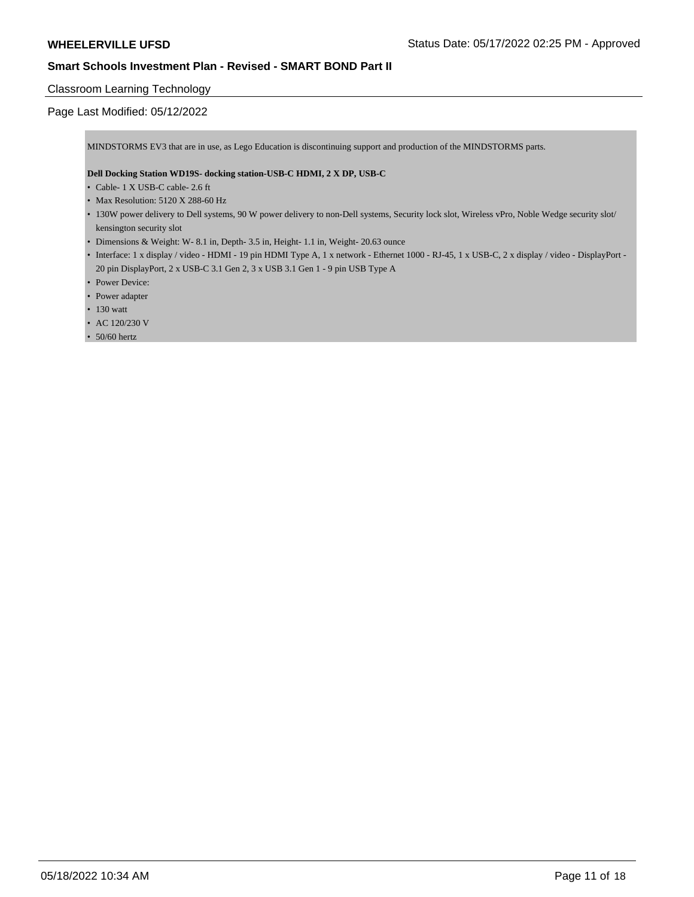Classroom Learning Technology

Page Last Modified: 05/12/2022

MINDSTORMS EV3 that are in use, as Lego Education is discontinuing support and production of the MINDSTORMS parts.

**Dell Docking Station WD19S- docking station-USB-C HDMI, 2 X DP, USB-C**

- Cable- 1 X USB-C cable- 2.6 ft
- Max Resolution: 5120 X 288-60 Hz
- 130W power delivery to Dell systems, 90 W power delivery to non-Dell systems, Security lock slot, Wireless vPro, Noble Wedge security slot/ kensington security slot
- Dimensions & Weight: W- 8.1 in, Depth- 3.5 in, Height- 1.1 in, Weight- 20.63 ounce
- Interface: 1 x display / video - HDMI - 19 pin HDMI Type A, 1 x network - Ethernet 1000 - RJ-45, 1 x USB-C, 2 x display / video - DisplayPort - 20 pin DisplayPort, 2 x USB-C 3.1 Gen 2, 3 x USB 3.1 Gen 1 - 9 pin USB Type A
- Power Device:
- Power adapter
- 130 watt
- AC 120/230 V
- 50/60 hertz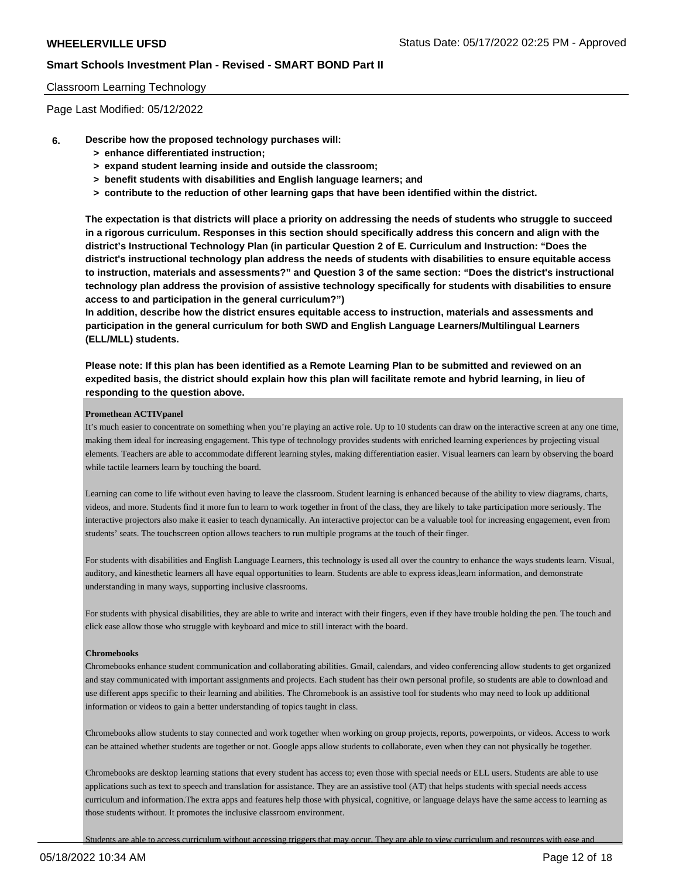Classroom Learning Technology

Page Last Modified: 05/12/2022

**6. Describe how the proposed technology purchases will:**

- **> enhance differentiated instruction;**
- **> expand student learning inside and outside the classroom;**
- **> benefit students with disabilities and English language learners; and**
- **> contribute to the reduction of other learning gaps that have been identified within the district.**

**The expectation is that districts will place a priority on addressing the needs of students who struggle to succeed in a rigorous curriculum. Responses in this section should specifically address this concern and align with the district's Instructional Technology Plan (in particular Question 2 of E. Curriculum and Instruction: "Does the district's instructional technology plan address the needs of students with disabilities to ensure equitable access to instruction, materials and assessments?" and Question 3 of the same section: "Does the district's instructional technology plan address the provision of assistive technology specifically for students with disabilities to ensure access to and participation in the general curriculum?")**
**In addition, describe how the district ensures equitable access to instruction, materials and assessments and participation in the general curriculum for both SWD and English Language Learners/Multilingual Learners (ELL/MLL) students.**

**Please note: If this plan has been identified as a Remote Learning Plan to be submitted and reviewed on an expedited basis, the district should explain how this plan will facilitate remote and hybrid learning, in lieu of responding to the question above.**

**Promethean ACTIVpanel**
It's much easier to concentrate on something when you're playing an active role. Up to 10 students can draw on the interactive screen at any one time, making them ideal for increasing engagement. This type of technology provides students with enriched learning experiences by projecting visual elements. Teachers are able to accommodate different learning styles, making differentiation easier. Visual learners can learn by observing the board while tactile learners learn by touching the board.

Learning can come to life without even having to leave the classroom. Student learning is enhanced because of the ability to view diagrams, charts, videos, and more. Students find it more fun to learn to work together in front of the class, they are likely to take participation more seriously. The interactive projectors also make it easier to teach dynamically. An interactive projector can be a valuable tool for increasing engagement, even from students' seats. The touchscreen option allows teachers to run multiple programs at the touch of their finger.

For students with disabilities and English Language Learners, this technology is used all over the country to enhance the ways students learn. Visual, auditory, and kinesthetic learners all have equal opportunities to learn. Students are able to express ideas,learn information, and demonstrate understanding in many ways, supporting inclusive classrooms.

For students with physical disabilities, they are able to write and interact with their fingers, even if they have trouble holding the pen. The touch and click ease allow those who struggle with keyboard and mice to still interact with the board.

**Chromebooks**
Chromebooks enhance student communication and collaborating abilities. Gmail, calendars, and video conferencing allow students to get organized and stay communicated with important assignments and projects. Each student has their own personal profile, so students are able to download and use different apps specific to their learning and abilities. The Chromebook is an assistive tool for students who may need to look up additional information or videos to gain a better understanding of topics taught in class.

Chromebooks allow students to stay connected and work together when working on group projects, reports, powerpoints, or videos. Access to work can be attained whether students are together or not. Google apps allow students to collaborate, even when they can not physically be together.

Chromebooks are desktop learning stations that every student has access to; even those with special needs or ELL users. Students are able to use applications such as text to speech and translation for assistance. They are an assistive tool (AT) that helps students with special needs access curriculum and information.The extra apps and features help those with physical, cognitive, or language delays have the same access to learning as those students without. It promotes the inclusive classroom environment.

Students are able to access curriculum without accessing triggers that may occur. They are able to view curriculum and resources with ease and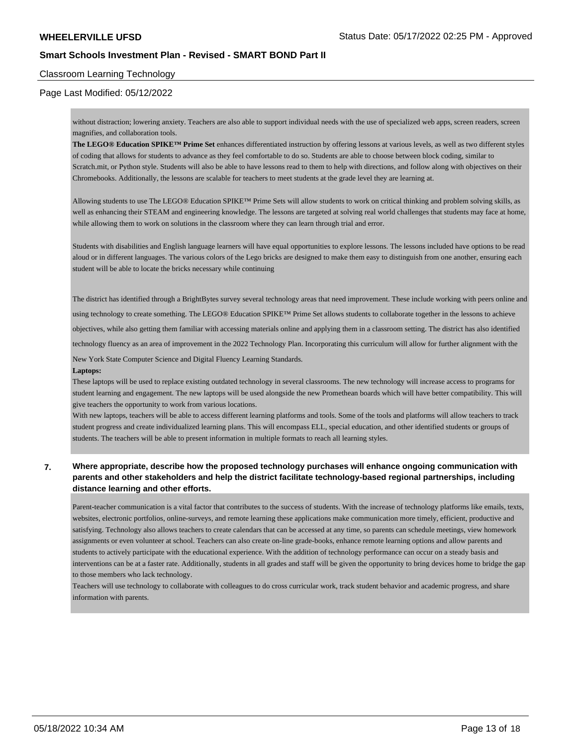without distraction; lowering anxiety. Teachers are also able to support individual needs with the use of specialized web apps, screen readers, screen magnifies, and collaboration tools.

**The LEGO® Education SPIKE™ Prime Set** enhances differentiated instruction by offering lessons at various levels, as well as two different styles of coding that allows for students to advance as they feel comfortable to do so. Students are able to choose between block coding, similar to Scratch.mit, or Python style. Students will also be able to have lessons read to them to help with directions, and follow along with objectives on their Chromebooks. Additionally, the lessons are scalable for teachers to meet students at the grade level they are learning at.

Allowing students to use The LEGO® Education SPIKE™ Prime Sets will allow students to work on critical thinking and problem solving skills, as well as enhancing their STEAM and engineering knowledge. The lessons are targeted at solving real world challenges that students may face at home, while allowing them to work on solutions in the classroom where they can learn through trial and error.

Students with disabilities and English language learners will have equal opportunities to explore lessons. The lessons included have options to be read aloud or in different languages. The various colors of the Lego bricks are designed to make them easy to distinguish from one another, ensuring each student will be able to locate the bricks necessary while continuing

The district has identified through a BrightBytes survey several technology areas that need improvement. These include working with peers online and using technology to create something. The LEGO® Education SPIKE™ Prime Set allows students to collaborate together in the lessons to achieve objectives, while also getting them familiar with accessing materials online and applying them in a classroom setting. The district has also identified technology fluency as an area of improvement in the 2022 Technology Plan. Incorporating this curriculum will allow for further alignment with the New York State Computer Science and Digital Fluency Learning Standards.

**Laptops:**

These laptops will be used to replace existing outdated technology in several classrooms. The new technology will increase access to programs for student learning and engagement. The new laptops will be used alongside the new Promethean boards which will have better compatibility. This will give teachers the opportunity to work from various locations.

With new laptops, teachers will be able to access different learning platforms and tools. Some of the tools and platforms will allow teachers to track student progress and create individualized learning plans. This will encompass ELL, special education, and other identified students or groups of students. The teachers will be able to present information in multiple formats to reach all learning styles.

**7. Where appropriate, describe how the proposed technology purchases will enhance ongoing communication with parents and other stakeholders and help the district facilitate technology-based regional partnerships, including distance learning and other efforts.**

Parent-teacher communication is a vital factor that contributes to the success of students. With the increase of technology platforms like emails, texts, websites, electronic portfolios, online-surveys, and remote learning these applications make communication more timely, efficient, productive and satisfying. Technology also allows teachers to create calendars that can be accessed at any time, so parents can schedule meetings, view homework assignments or even volunteer at school. Teachers can also create on-line grade-books, enhance remote learning options and allow parents and students to actively participate with the educational experience. With the addition of technology performance can occur on a steady basis and interventions can be at a faster rate. Additionally, students in all grades and staff will be given the opportunity to bring devices home to bridge the gap to those members who lack technology.

Teachers will use technology to collaborate with colleagues to do cross curricular work, track student behavior and academic progress, and share information with parents.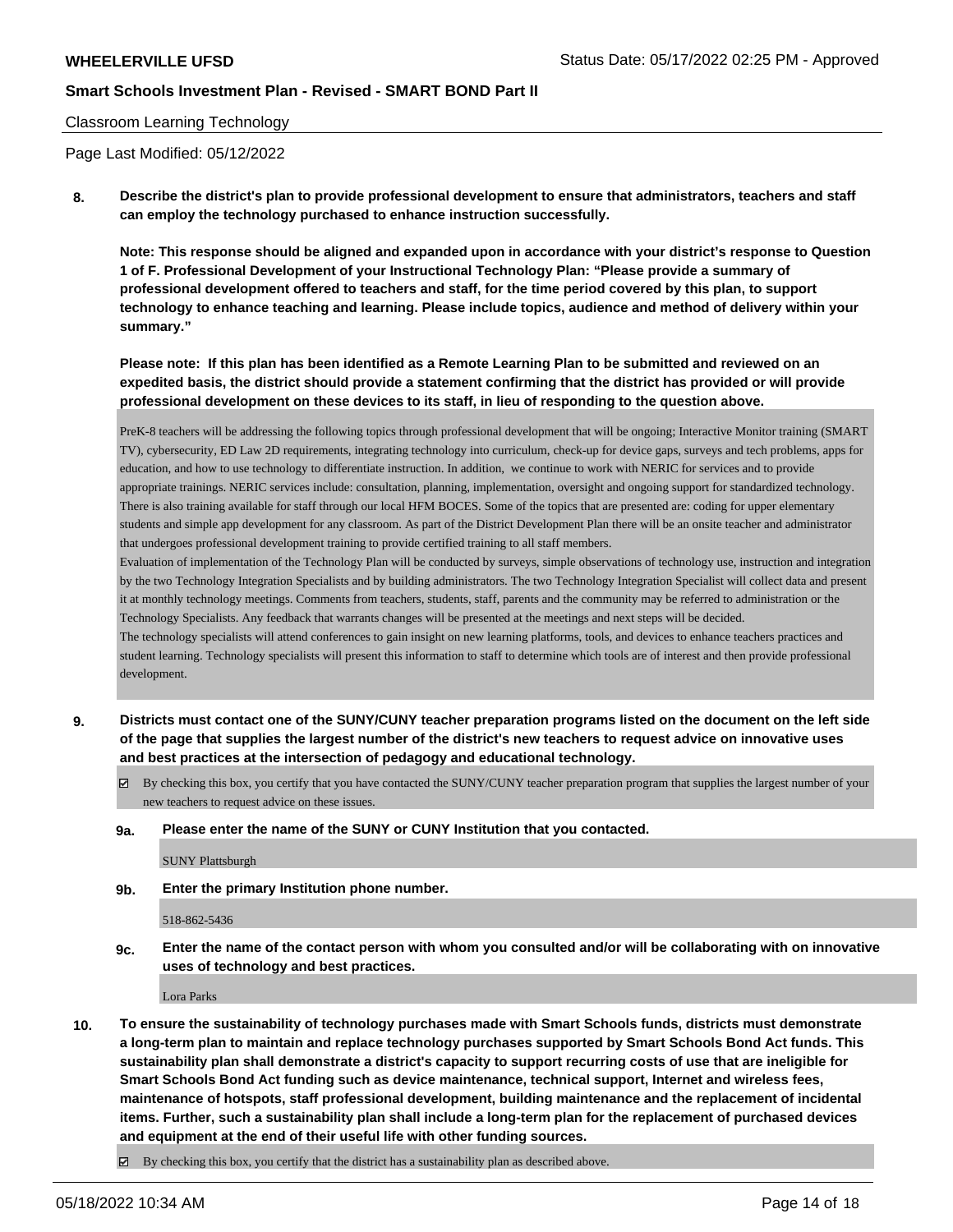Classroom Learning Technology

Page Last Modified: 05/12/2022

**8. Describe the district's plan to provide professional development to ensure that administrators, teachers and staff can employ the technology purchased to enhance instruction successfully.**

**Note: This response should be aligned and expanded upon in accordance with your district's response to Question 1 of F. Professional Development of your Instructional Technology Plan: "Please provide a summary of professional development offered to teachers and staff, for the time period covered by this plan, to support technology to enhance teaching and learning. Please include topics, audience and method of delivery within your summary."**

**Please note: If this plan has been identified as a Remote Learning Plan to be submitted and reviewed on an expedited basis, the district should provide a statement confirming that the district has provided or will provide professional development on these devices to its staff, in lieu of responding to the question above.**

PreK-8 teachers will be addressing the following topics through professional development that will be ongoing; Interactive Monitor training (SMART TV), cybersecurity, ED Law 2D requirements, integrating technology into curriculum, check-up for device gaps, surveys and tech problems, apps for education, and how to use technology to differentiate instruction. In addition, we continue to work with NERIC for services and to provide appropriate trainings. NERIC services include: consultation, planning, implementation, oversight and ongoing support for standardized technology. There is also training available for staff through our local HFM BOCES. Some of the topics that are presented are: coding for upper elementary students and simple app development for any classroom. As part of the District Development Plan there will be an onsite teacher and administrator that undergoes professional development training to provide certified training to all staff members.
Evaluation of implementation of the Technology Plan will be conducted by surveys, simple observations of technology use, instruction and integration by the two Technology Integration Specialists and by building administrators. The two Technology Integration Specialist will collect data and present it at monthly technology meetings. Comments from teachers, students, staff, parents and the community may be referred to administration or the Technology Specialists. Any feedback that warrants changes will be presented at the meetings and next steps will be decided.
The technology specialists will attend conferences to gain insight on new learning platforms, tools, and devices to enhance teachers practices and student learning. Technology specialists will present this information to staff to determine which tools are of interest and then provide professional development.

**9. Districts must contact one of the SUNY/CUNY teacher preparation programs listed on the document on the left side of the page that supplies the largest number of the district's new teachers to request advice on innovative uses and best practices at the intersection of pedagogy and educational technology.**

☑ By checking this box, you certify that you have contacted the SUNY/CUNY teacher preparation program that supplies the largest number of your new teachers to request advice on these issues.

**9a. Please enter the name of the SUNY or CUNY Institution that you contacted.**

SUNY Plattsburgh

**9b. Enter the primary Institution phone number.**

518-862-5436

**9c. Enter the name of the contact person with whom you consulted and/or will be collaborating with on innovative uses of technology and best practices.**

Lora Parks

**10. To ensure the sustainability of technology purchases made with Smart Schools funds, districts must demonstrate a long-term plan to maintain and replace technology purchases supported by Smart Schools Bond Act funds. This sustainability plan shall demonstrate a district's capacity to support recurring costs of use that are ineligible for Smart Schools Bond Act funding such as device maintenance, technical support, Internet and wireless fees, maintenance of hotspots, staff professional development, building maintenance and the replacement of incidental items. Further, such a sustainability plan shall include a long-term plan for the replacement of purchased devices and equipment at the end of their useful life with other funding sources.**

☑ By checking this box, you certify that the district has a sustainability plan as described above.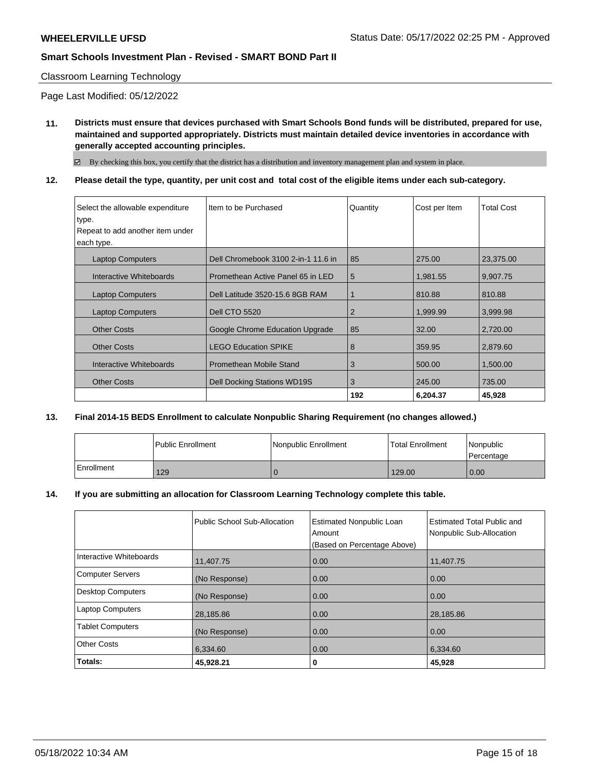Classroom Learning Technology

Page Last Modified: 05/12/2022

**11. Districts must ensure that devices purchased with Smart Schools Bond funds will be distributed, prepared for use, maintained and supported appropriately. Districts must maintain detailed device inventories in accordance with generally accepted accounting principles.**

☑ By checking this box, you certify that the district has a distribution and inventory management plan and system in place.

**12. Please detail the type, quantity, per unit cost and total cost of the eligible items under each sub-category.**

| Select the allowable expenditure type. Repeat to add another item under each type. | Item to be Purchased | Quantity | Cost per Item | Total Cost |
|---|---|---|---|---|
| Laptop Computers | Dell Chromebook 3100 2-in-1 11.6 in | 85 | 275.00 | 23,375.00 |
| Interactive Whiteboards | Promethean Active Panel 65 in LED | 5 | 1,981.55 | 9,907.75 |
| Laptop Computers | Dell Latitude 3520-15.6 8GB RAM | 1 | 810.88 | 810.88 |
| Laptop Computers | Dell CTO 5520 | 2 | 1,999.99 | 3,999.98 |
| Other Costs | Google Chrome Education Upgrade | 85 | 32.00 | 2,720.00 |
| Other Costs | LEGO Education SPIKE | 8 | 359.95 | 2,879.60 |
| Interactive Whiteboards | Promethean Mobile Stand | 3 | 500.00 | 1,500.00 |
| Other Costs | Dell Docking Stations WD19S | 3 | 245.00 | 735.00 |
| | | **192** | **6,204.37** | **45,928** |

**13. Final 2014-15 BEDS Enrollment to calculate Nonpublic Sharing Requirement (no changes allowed.)**

| | Public Enrollment | Nonpublic Enrollment | Total Enrollment | Nonpublic Percentage |
|---|---|---|---|---|
| Enrollment | 129 | 0 | 129.00 | 0.00 |

**14. If you are submitting an allocation for Classroom Learning Technology complete this table.**

| | Public School Sub-Allocation | Estimated Nonpublic Loan Amount (Based on Percentage Above) | Estimated Total Public and Nonpublic Sub-Allocation |
|---|---|---|---|
| Interactive Whiteboards | 11,407.75 | 0.00 | 11,407.75 |
| Computer Servers | (No Response) | 0.00 | 0.00 |
| Desktop Computers | (No Response) | 0.00 | 0.00 |
| Laptop Computers | 28,185.86 | 0.00 | 28,185.86 |
| Tablet Computers | (No Response) | 0.00 | 0.00 |
| Other Costs | 6,334.60 | 0.00 | 6,334.60 |
| **Totals:** | **45,928.21** | **0** | **45,928** |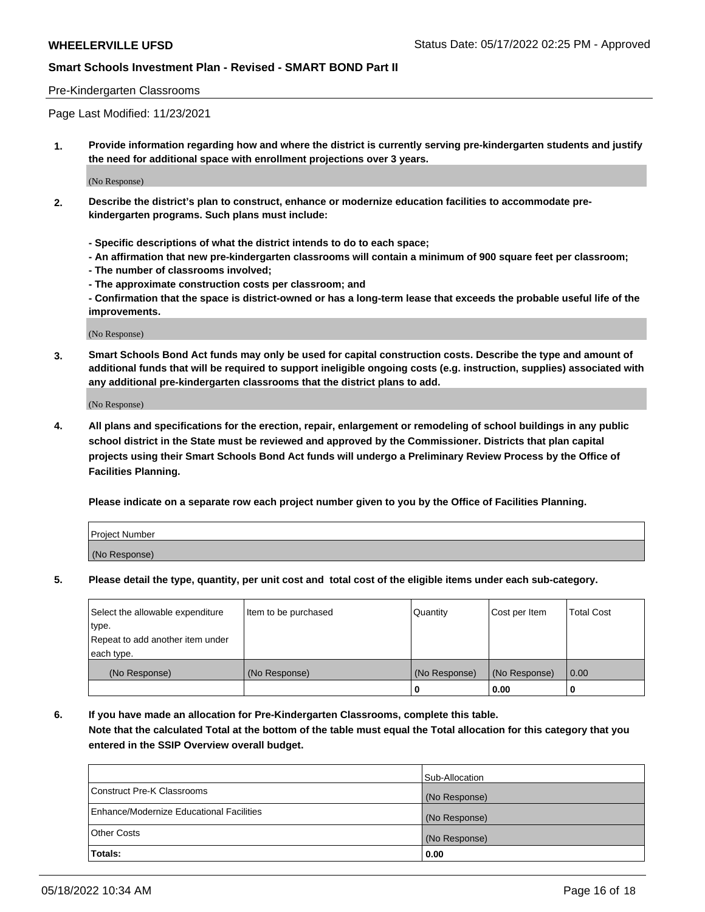## Pre-Kindergarten Classrooms

Page Last Modified: 11/23/2021

**1. Provide information regarding how and where the district is currently serving pre-kindergarten students and justify the need for additional space with enrollment projections over 3 years.**

(No Response)

**2. Describe the district's plan to construct, enhance or modernize education facilities to accommodate pre-kindergarten programs. Such plans must include:**

**- Specific descriptions of what the district intends to do to each space;**
**- An affirmation that new pre-kindergarten classrooms will contain a minimum of 900 square feet per classroom;**
**- The number of classrooms involved;**
**- The approximate construction costs per classroom; and**
**- Confirmation that the space is district-owned or has a long-term lease that exceeds the probable useful life of the improvements.**

(No Response)

**3. Smart Schools Bond Act funds may only be used for capital construction costs. Describe the type and amount of additional funds that will be required to support ineligible ongoing costs (e.g. instruction, supplies) associated with any additional pre-kindergarten classrooms that the district plans to add.**

(No Response)

**4. All plans and specifications for the erection, repair, enlargement or remodeling of school buildings in any public school district in the State must be reviewed and approved by the Commissioner. Districts that plan capital projects using their Smart Schools Bond Act funds will undergo a Preliminary Review Process by the Office of Facilities Planning.**

**Please indicate on a separate row each project number given to you by the Office of Facilities Planning.**

| Project Number |
|---|
| (No Response) |

**5. Please detail the type, quantity, per unit cost and total cost of the eligible items under each sub-category.**

| Select the allowable expenditure type. Repeat to add another item under each type. | Item to be purchased | Quantity | Cost per Item | Total Cost |
|---|---|---|---|---|
| (No Response) | (No Response) | (No Response) | (No Response) | 0.00 |
| | | 0 | 0.00 | 0 |

**6. If you have made an allocation for Pre-Kindergarten Classrooms, complete this table. Note that the calculated Total at the bottom of the table must equal the Total allocation for this category that you entered in the SSIP Overview overall budget.**

| | Sub-Allocation |
|---|---|
| Construct Pre-K Classrooms | (No Response) |
| Enhance/Modernize Educational Facilities | (No Response) |
| Other Costs | (No Response) |
| **Totals:** | **0.00** |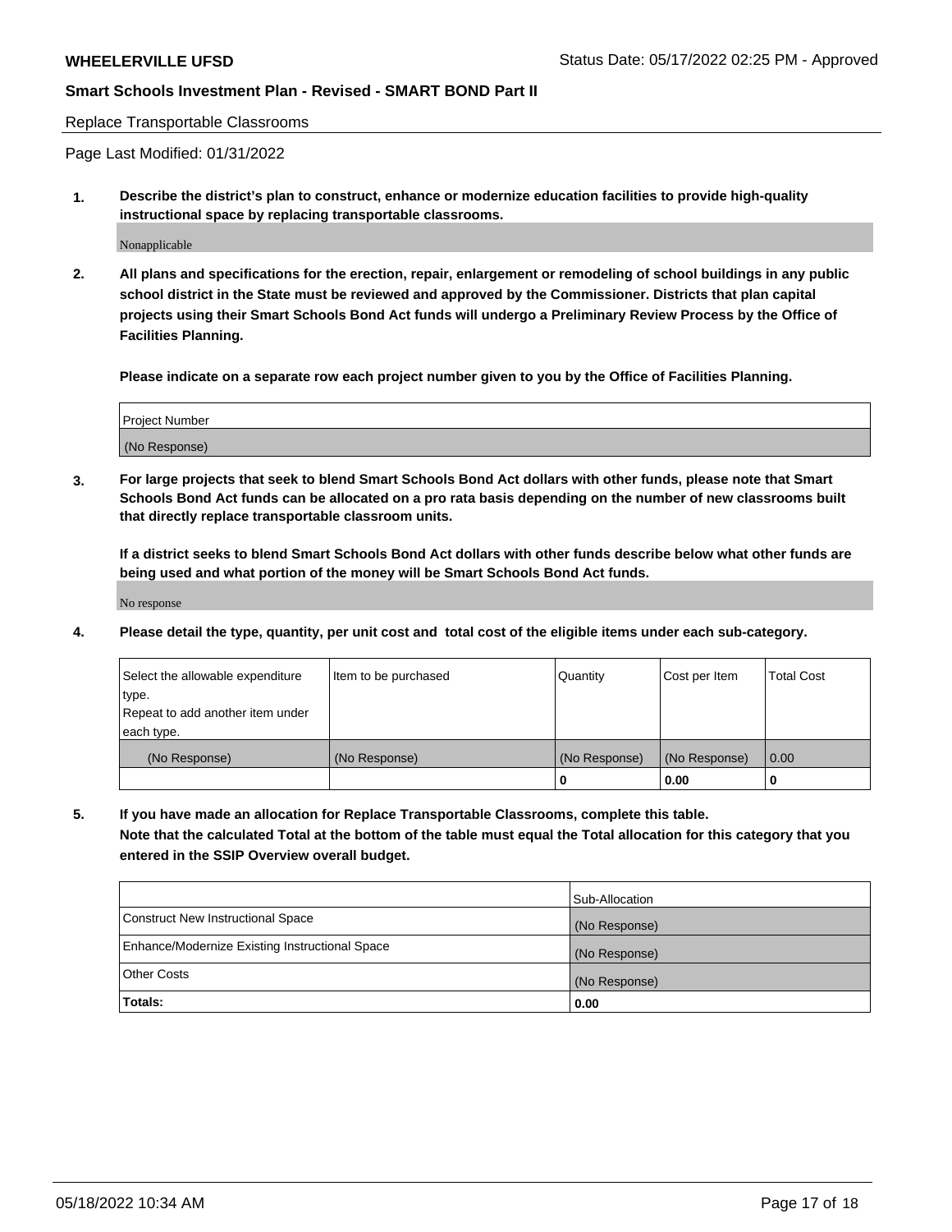Replace Transportable Classrooms

Page Last Modified: 01/31/2022

**1. Describe the district's plan to construct, enhance or modernize education facilities to provide high-quality instructional space by replacing transportable classrooms.**

Nonapplicable

**2. All plans and specifications for the erection, repair, enlargement or remodeling of school buildings in any public school district in the State must be reviewed and approved by the Commissioner. Districts that plan capital projects using their Smart Schools Bond Act funds will undergo a Preliminary Review Process by the Office of Facilities Planning.**

**Please indicate on a separate row each project number given to you by the Office of Facilities Planning.**

| Project Number |
|---|
| (No Response) |

**3. For large projects that seek to blend Smart Schools Bond Act dollars with other funds, please note that Smart Schools Bond Act funds can be allocated on a pro rata basis depending on the number of new classrooms built that directly replace transportable classroom units.**

**If a district seeks to blend Smart Schools Bond Act dollars with other funds describe below what other funds are being used and what portion of the money will be Smart Schools Bond Act funds.**

No response

**4. Please detail the type, quantity, per unit cost and total cost of the eligible items under each sub-category.**

| Select the allowable expenditure type. Repeat to add another item under each type. | Item to be purchased | Quantity | Cost per Item | Total Cost |
|---|---|---|---|---|
| (No Response) | (No Response) | (No Response) | (No Response) | 0.00 |
| | | 0 | 0.00 | 0 |

**5. If you have made an allocation for Replace Transportable Classrooms, complete this table. Note that the calculated Total at the bottom of the table must equal the Total allocation for this category that you entered in the SSIP Overview overall budget.**

| | Sub-Allocation |
|---|---|
| Construct New Instructional Space | (No Response) |
| Enhance/Modernize Existing Instructional Space | (No Response) |
| Other Costs | (No Response) |
| **Totals:** | 0.00 |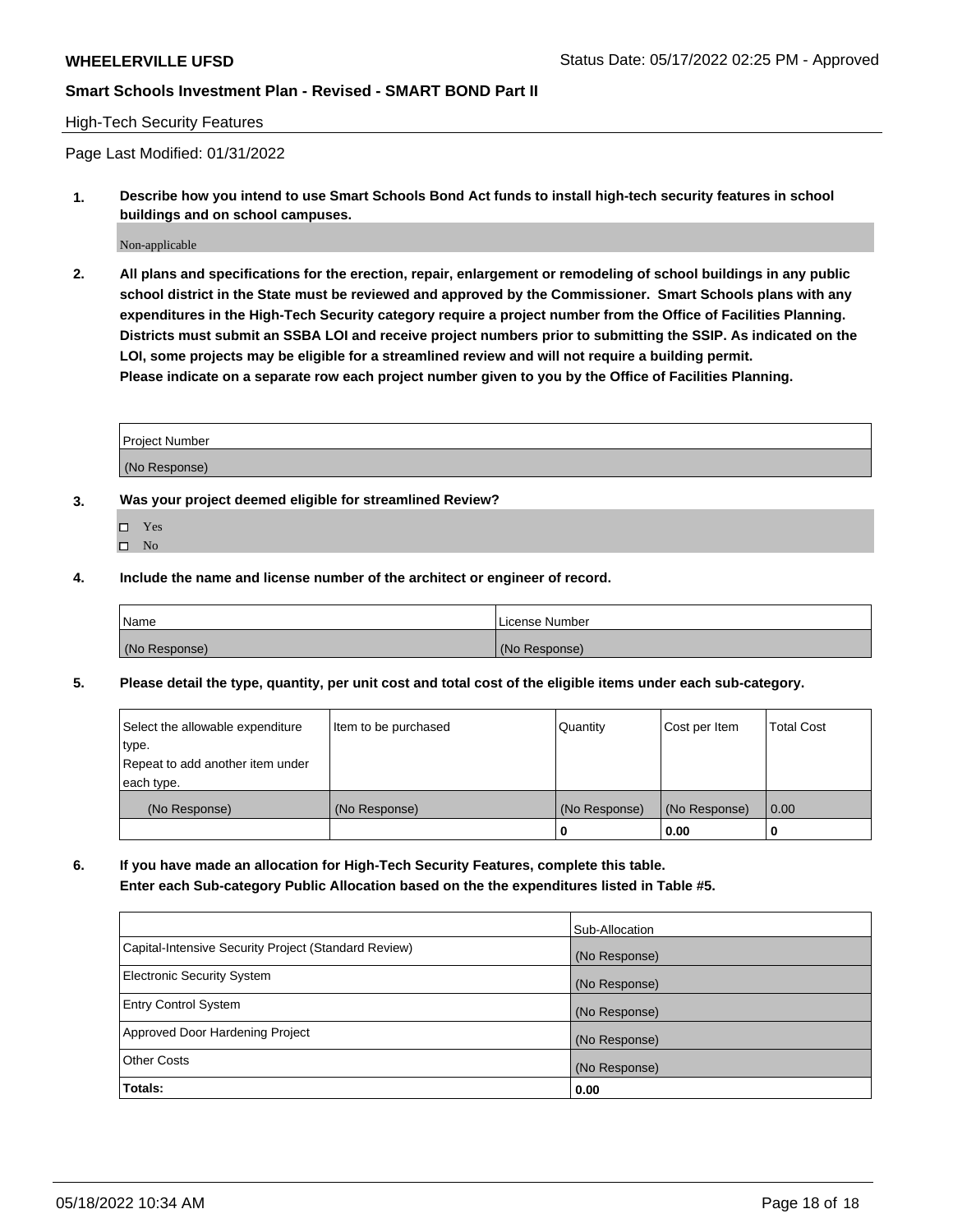**WHEELERVILLE UFSD** Status Date: 05/17/2022 02:25 PM - Approved

**Smart Schools Investment Plan - Revised - SMART BOND Part II**

High-Tech Security Features

Page Last Modified: 01/31/2022

**1. Describe how you intend to use Smart Schools Bond Act funds to install high-tech security features in school buildings and on school campuses.**

Non-applicable

**2. All plans and specifications for the erection, repair, enlargement or remodeling of school buildings in any public school district in the State must be reviewed and approved by the Commissioner. Smart Schools plans with any expenditures in the High-Tech Security category require a project number from the Office of Facilities Planning. Districts must submit an SSBA LOI and receive project numbers prior to submitting the SSIP. As indicated on the LOI, some projects may be eligible for a streamlined review and will not require a building permit.**
**Please indicate on a separate row each project number given to you by the Office of Facilities Planning.**

| Project Number |
|---|
| (No Response) |

**3. Was your project deemed eligible for streamlined Review?**

- ☐ Yes
- ☐ No

**4. Include the name and license number of the architect or engineer of record.**

| Name | License Number |
|---|---|
| (No Response) | (No Response) |

**5. Please detail the type, quantity, per unit cost and total cost of the eligible items under each sub-category.**

| Select the allowable expenditure type. Repeat to add another item under each type. | Item to be purchased | Quantity | Cost per Item | Total Cost |
|---|---|---|---|---|
| (No Response) | (No Response) | (No Response) | (No Response) | 0.00 |
| | | **0** | **0.00** | **0** |

**6. If you have made an allocation for High-Tech Security Features, complete this table.**
**Enter each Sub-category Public Allocation based on the the expenditures listed in Table #5.**

| | Sub-Allocation |
|---|---|
| Capital-Intensive Security Project (Standard Review) | (No Response) |
| Electronic Security System | (No Response) |
| Entry Control System | (No Response) |
| Approved Door Hardening Project | (No Response) |
| Other Costs | (No Response) |
| **Totals:** | **0.00** |